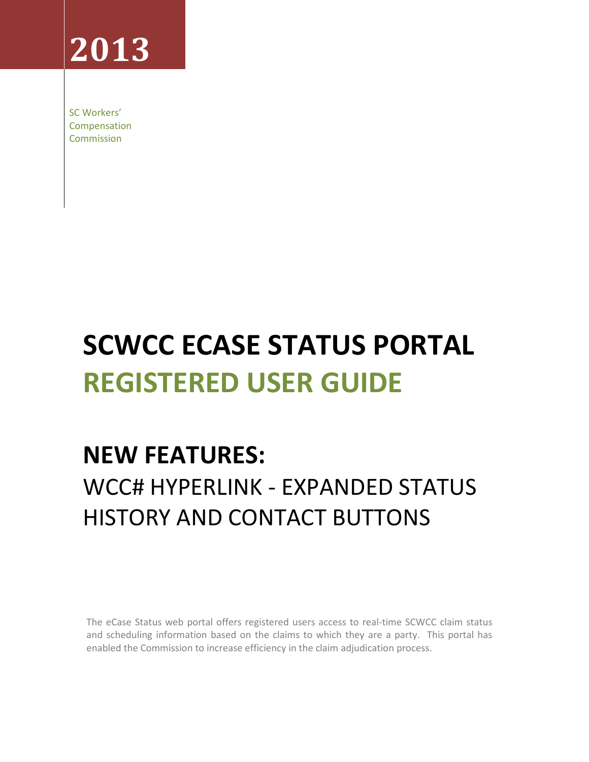**2013**

SC Workers' Compensation Commission

# SCWCC ECASE STATUS PORTAL

# REGISTERED USER GUIDE

## NEW FEATURES:

WCC# HYPERLINK - EXPANDED STATUS HISTORY AND CONTACT BUTTONS

The eCase Status web portal offers registered users access to real-time SCWCC claim status and scheduling information based on the claims to which they are a party. This portal has enabled the Commission to increase efficiency in the claim adjudication process.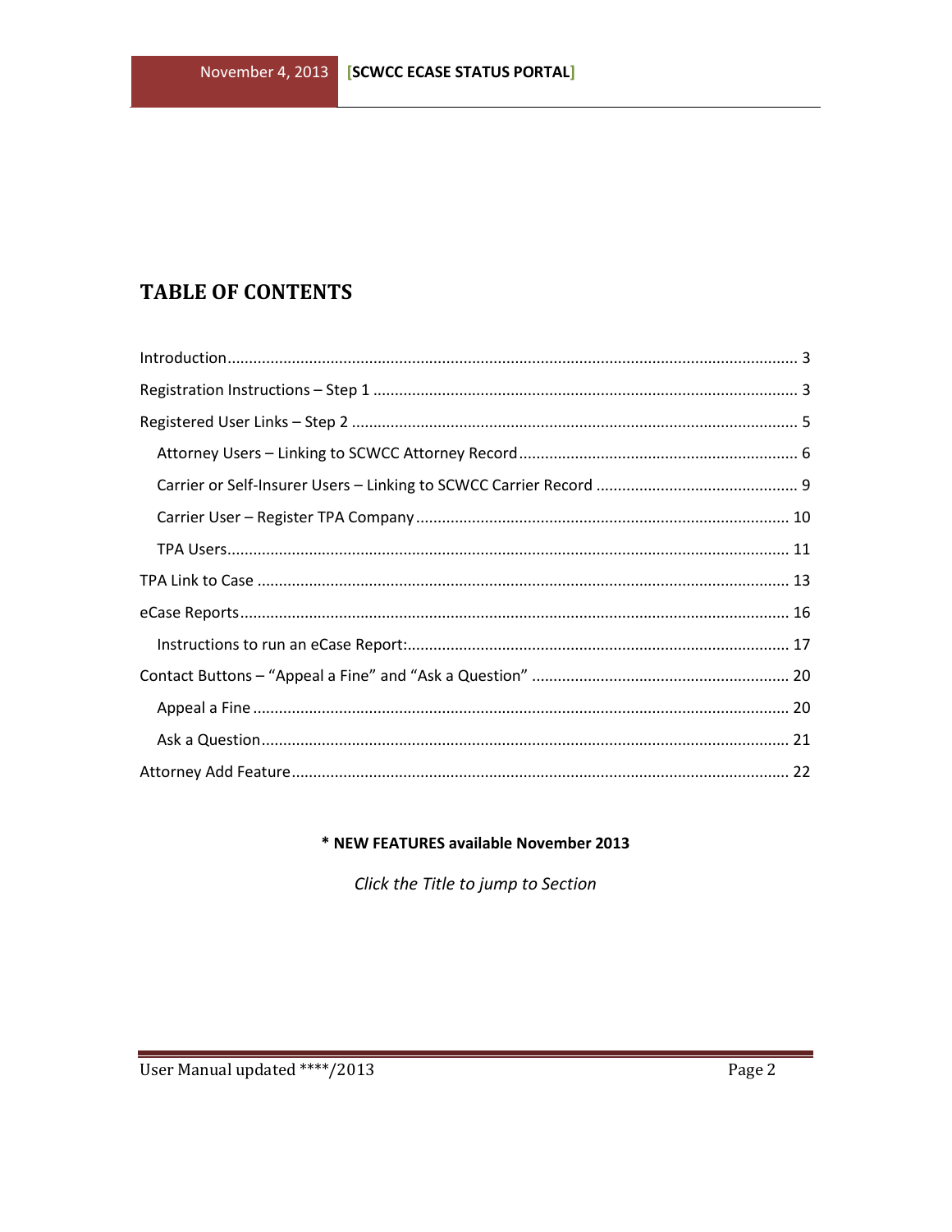# TABLE OF CONTENTS

- Introduction ........ 3
- Registration Instructions – Step 1 ........ 3
- Registered User Links – Step 2 ........ 5
  - Attorney Users – Linking to SCWCC Attorney Record ........ 6
  - Carrier or Self-Insurer Users – Linking to SCWCC Carrier Record ........ 9
  - Carrier User – Register TPA Company ........ 10
  - TPA Users ........ 11
- TPA Link to Case ........ 13
- eCase Reports ........ 16
  - Instructions to run an eCase Report: ........ 17
- Contact Buttons – "Appeal a Fine" and "Ask a Question" ........ 20
  - Appeal a Fine ........ 20
  - Ask a Question ........ 21
- Attorney Add Feature ........ 22

**\* NEW FEATURES available November 2013**

*Click the Title to jump to Section*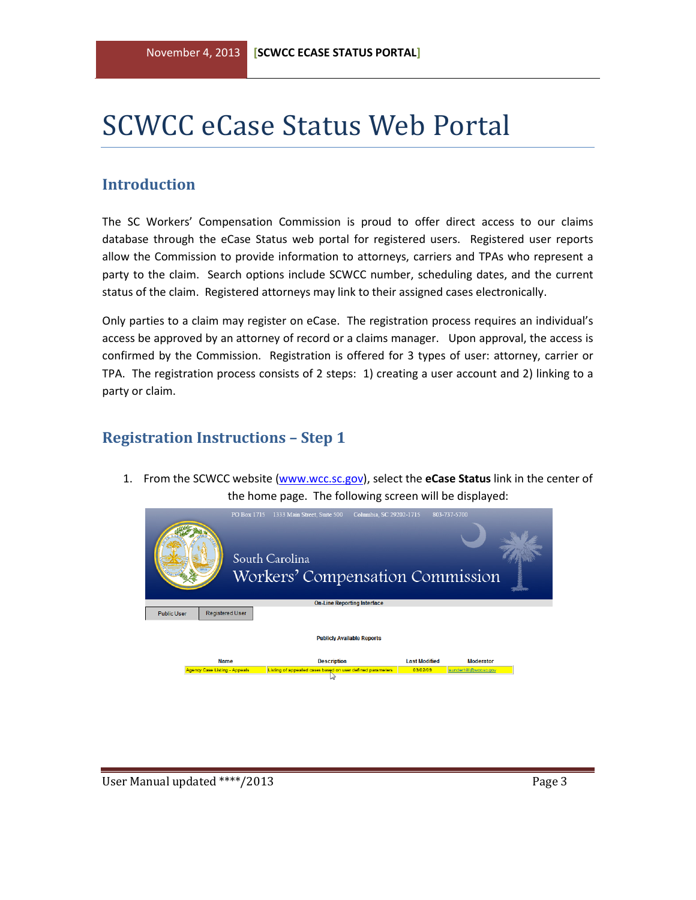# SCWCC eCase Status Web Portal

## Introduction

The SC Workers' Compensation Commission is proud to offer direct access to our claims database through the eCase Status web portal for registered users. Registered user reports allow the Commission to provide information to attorneys, carriers and TPAs who represent a party to the claim. Search options include SCWCC number, scheduling dates, and the current status of the claim. Registered attorneys may link to their assigned cases electronically.

Only parties to a claim may register on eCase. The registration process requires an individual's access be approved by an attorney of record or a claims manager. Upon approval, the access is confirmed by the Commission. Registration is offered for 3 types of user: attorney, carrier or TPA. The registration process consists of 2 steps: 1) creating a user account and 2) linking to a party or claim.

## Registration Instructions – Step 1

1. From the SCWCC website (www.wcc.sc.gov), select the **eCase Status** link in the center of the home page. The following screen will be displayed: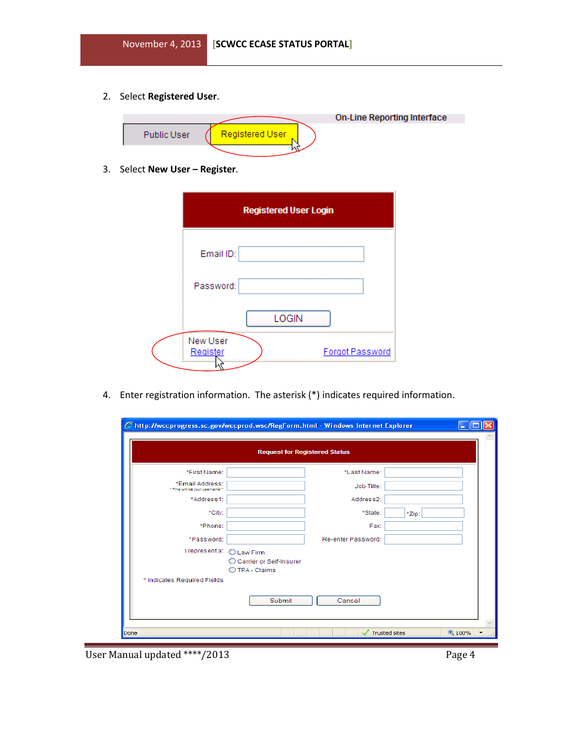2. Select **Registered User**.

3. Select **New User – Register**.

4. Enter registration information. The asterisk (*) indicates required information.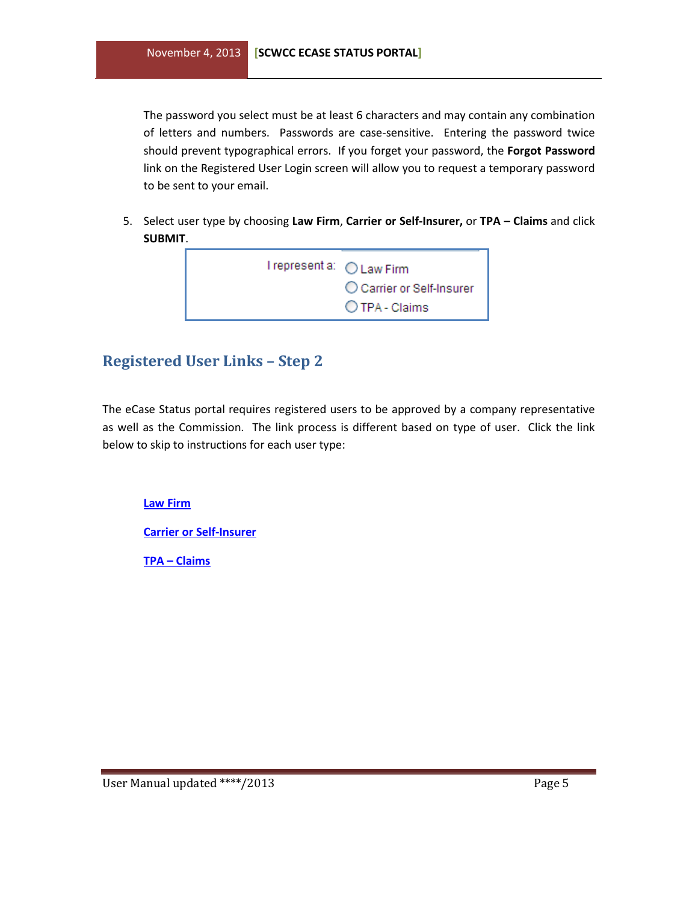The password you select must be at least 6 characters and may contain any combination of letters and numbers. Passwords are case-sensitive. Entering the password twice should prevent typographical errors. If you forget your password, the **Forgot Password** link on the Registered User Login screen will allow you to request a temporary password to be sent to your email.

5. Select user type by choosing **Law Firm**, **Carrier or Self-Insurer,** or **TPA – Claims** and click **SUBMIT**.

I represent a: ○ Law Firm ○ Carrier or Self-Insurer ○ TPA - Claims

## Registered User Links – Step 2

The eCase Status portal requires registered users to be approved by a company representative as well as the Commission. The link process is different based on type of user. Click the link below to skip to instructions for each user type:

[Law Firm]

[Carrier or Self-Insurer]

[TPA – Claims]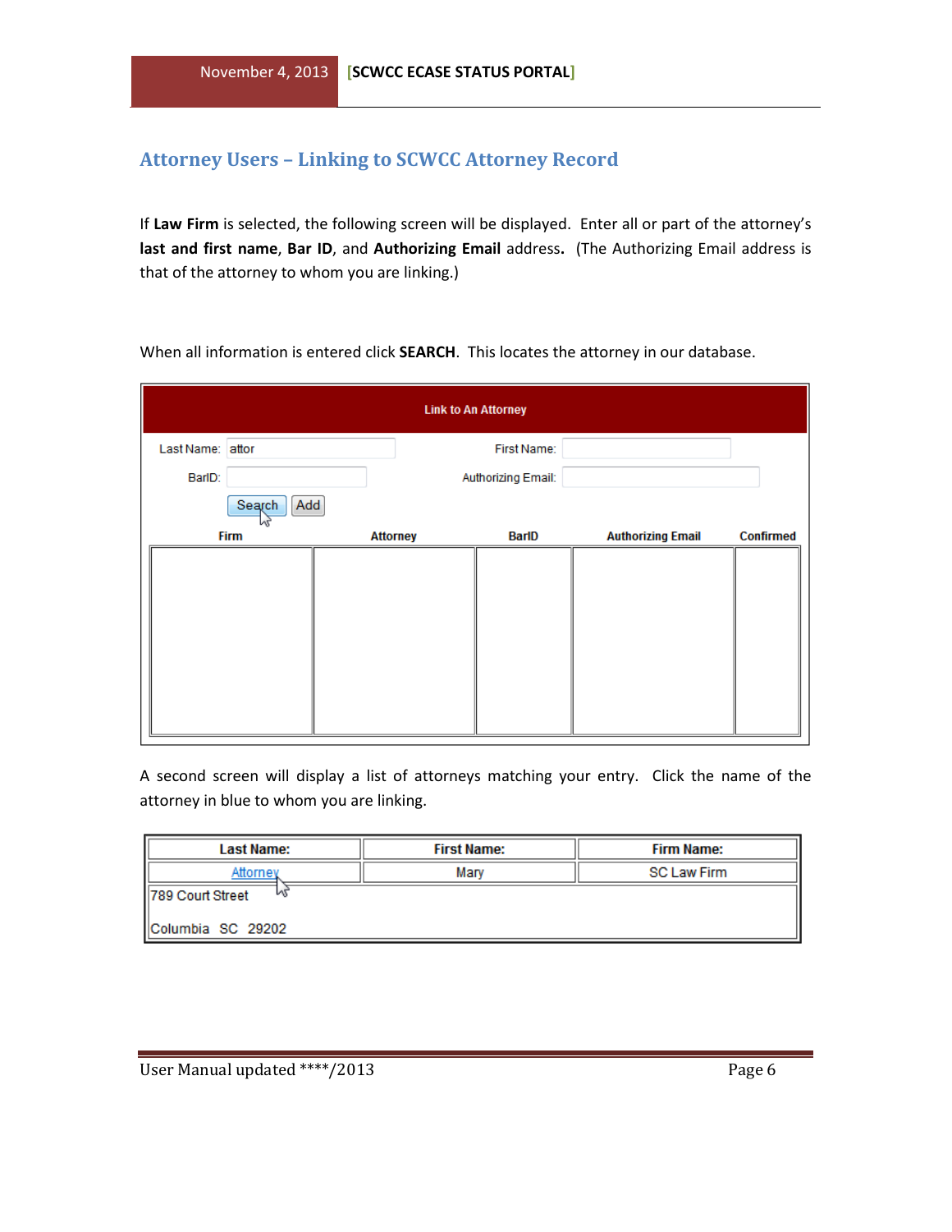## Attorney Users – Linking to SCWCC Attorney Record

If **Law Firm** is selected, the following screen will be displayed. Enter all or part of the attorney's **last and first name**, **Bar ID**, and **Authorizing Email** address. (The Authorizing Email address is that of the attorney to whom you are linking.)

When all information is entered click **SEARCH**. This locates the attorney in our database.

**Link to An Attorney**

Last Name: attor  First Name:

BarID:  Authorizing Email:

Search  Add

| Firm | Attorney | BarID | Authorizing Email | Confirmed |
|---|---|---|---|---|
| | | | | |

A second screen will display a list of attorneys matching your entry. Click the name of the attorney in blue to whom you are linking.

| Last Name: | First Name: | Firm Name: |
|---|---|---|
| Attorney | Mary | SC Law Firm |
| 789 Court Street<br>Columbia SC 29202 | | |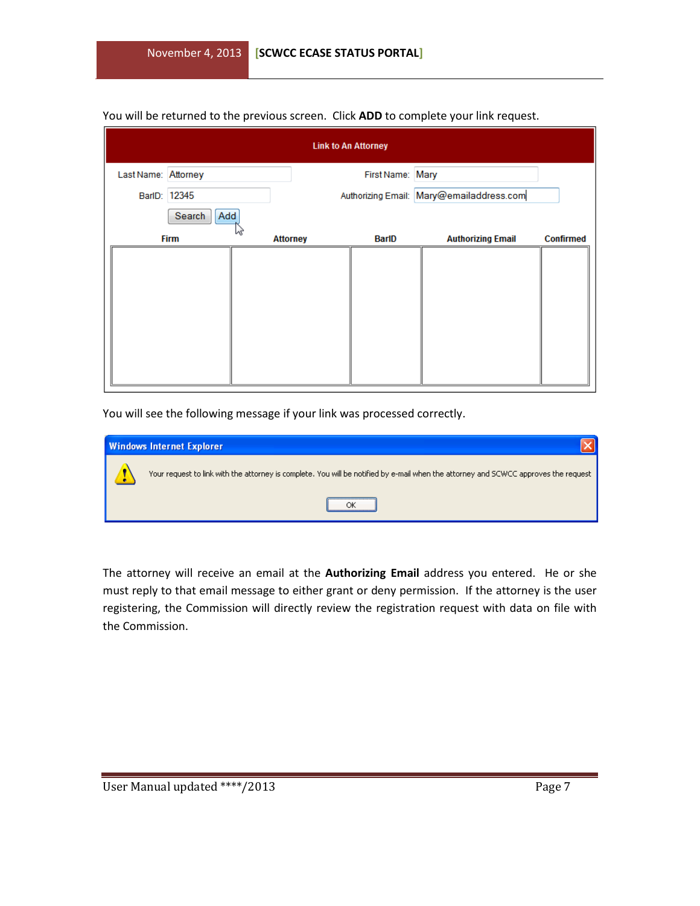You will be returned to the previous screen. Click **ADD** to complete your link request.

**Link to An Attorney**

Last Name: Attorney First Name: Mary

BarID: 12345 Authorizing Email: Mary@emailaddress.com

Search | Add

| Firm | Attorney | BarID | Authorizing Email | Confirmed |
|---|---|---|---|---|
| | | | | |

You will see the following message if your link was processed correctly.

**Windows Internet Explorer**

Your request to link with the attorney is complete. You will be notified by e-mail when the attorney and SCWCC approves the request

OK

The attorney will receive an email at the **Authorizing Email** address you entered. He or she must reply to that email message to either grant or deny permission. If the attorney is the user registering, the Commission will directly review the registration request with data on file with the Commission.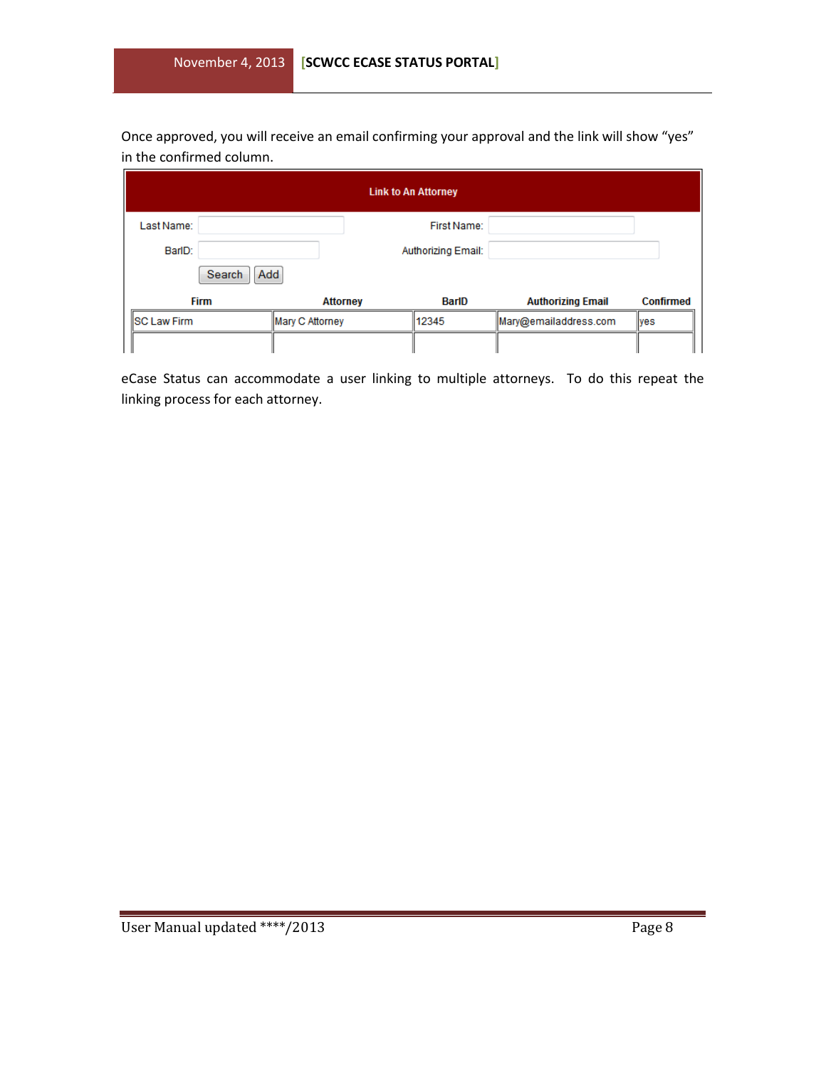Once approved, you will receive an email confirming your approval and the link will show "yes" in the confirmed column.

**Link to An Attorney**

Last Name: ______ First Name: ______

BarID: ______ Authorizing Email: ______

Search | Add

| Firm | Attorney | BarID | Authorizing Email | Confirmed |
|---|---|---|---|---|
| SC Law Firm | Mary C Attorney | 12345 | Mary@emailaddress.com | yes |
| | | | | |

eCase Status can accommodate a user linking to multiple attorneys. To do this repeat the linking process for each attorney.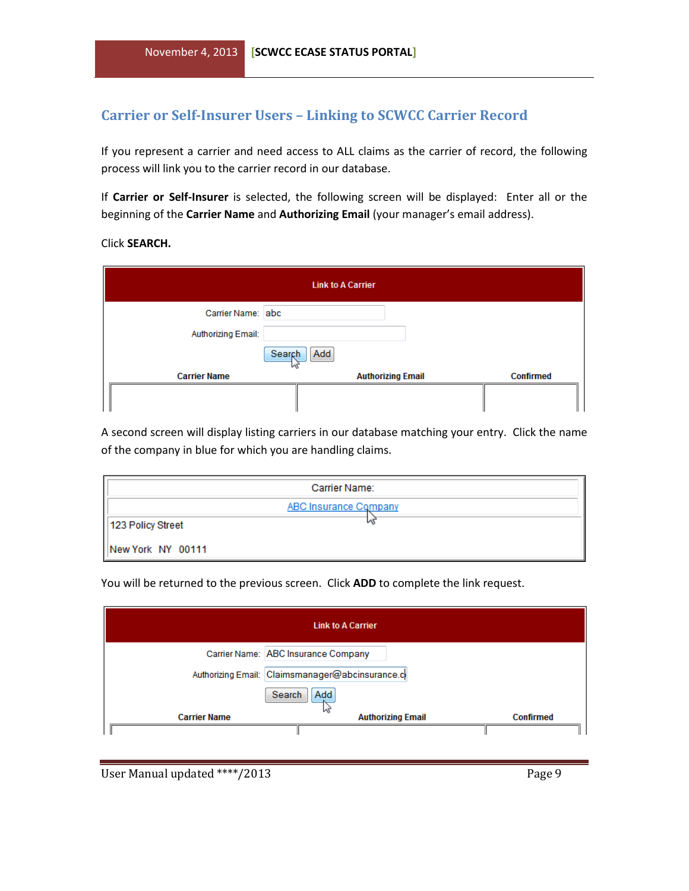## Carrier or Self-Insurer Users – Linking to SCWCC Carrier Record

If you represent a carrier and need access to ALL claims as the carrier of record, the following process will link you to the carrier record in our database.

If **Carrier or Self-Insurer** is selected, the following screen will be displayed: Enter all or the beginning of the **Carrier Name** and **Authorizing Email** (your manager's email address).

Click **SEARCH.**

**Link to A Carrier**

Carrier Name: abc

Authorizing Email:

Search | Add

| Carrier Name | Authorizing Email | Confirmed |
| --- | --- | --- |
| | | |

A second screen will display listing carriers in our database matching your entry. Click the name of the company in blue for which you are handling claims.

| Carrier Name: |
| --- |
| ABC Insurance Company |
| 123 Policy Street<br>New York NY 00111 |

You will be returned to the previous screen. Click **ADD** to complete the link request.

**Link to A Carrier**

Carrier Name: ABC Insurance Company

Authorizing Email: Claimsmanager@abcinsurance.c

Search | Add

| Carrier Name | Authorizing Email | Confirmed |
| --- | --- | --- |
| | | |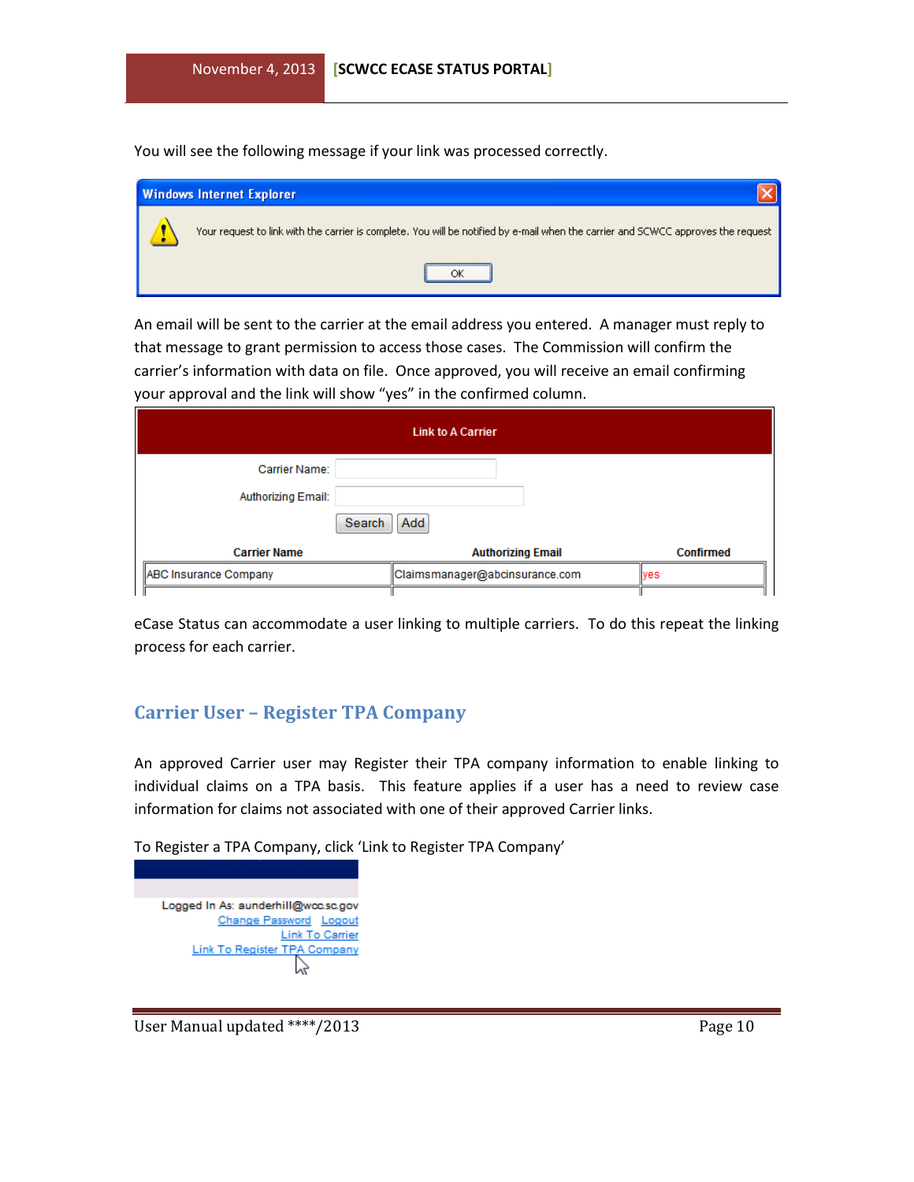You will see the following message if your link was processed correctly.

Windows Internet Explorer

Your request to link with the carrier is complete. You will be notified by e-mail when the carrier and SCWCC approves the request

OK

An email will be sent to the carrier at the email address you entered. A manager must reply to that message to grant permission to access those cases. The Commission will confirm the carrier's information with data on file. Once approved, you will receive an email confirming your approval and the link will show "yes" in the confirmed column.

**Link to A Carrier**

Carrier Name:

Authorizing Email:

Search Add

| Carrier Name | Authorizing Email | Confirmed |
|---|---|---|
| ABC Insurance Company | Claimsmanager@abcinsurance.com | yes |

eCase Status can accommodate a user linking to multiple carriers. To do this repeat the linking process for each carrier.

## Carrier User – Register TPA Company

An approved Carrier user may Register their TPA company information to enable linking to individual claims on a TPA basis. This feature applies if a user has a need to review case information for claims not associated with one of their approved Carrier links.

To Register a TPA Company, click 'Link to Register TPA Company'

Logged In As: aunderhill@wcc.sc.gov
Change Password Logout
Link To Carrier
Link To Register TPA Company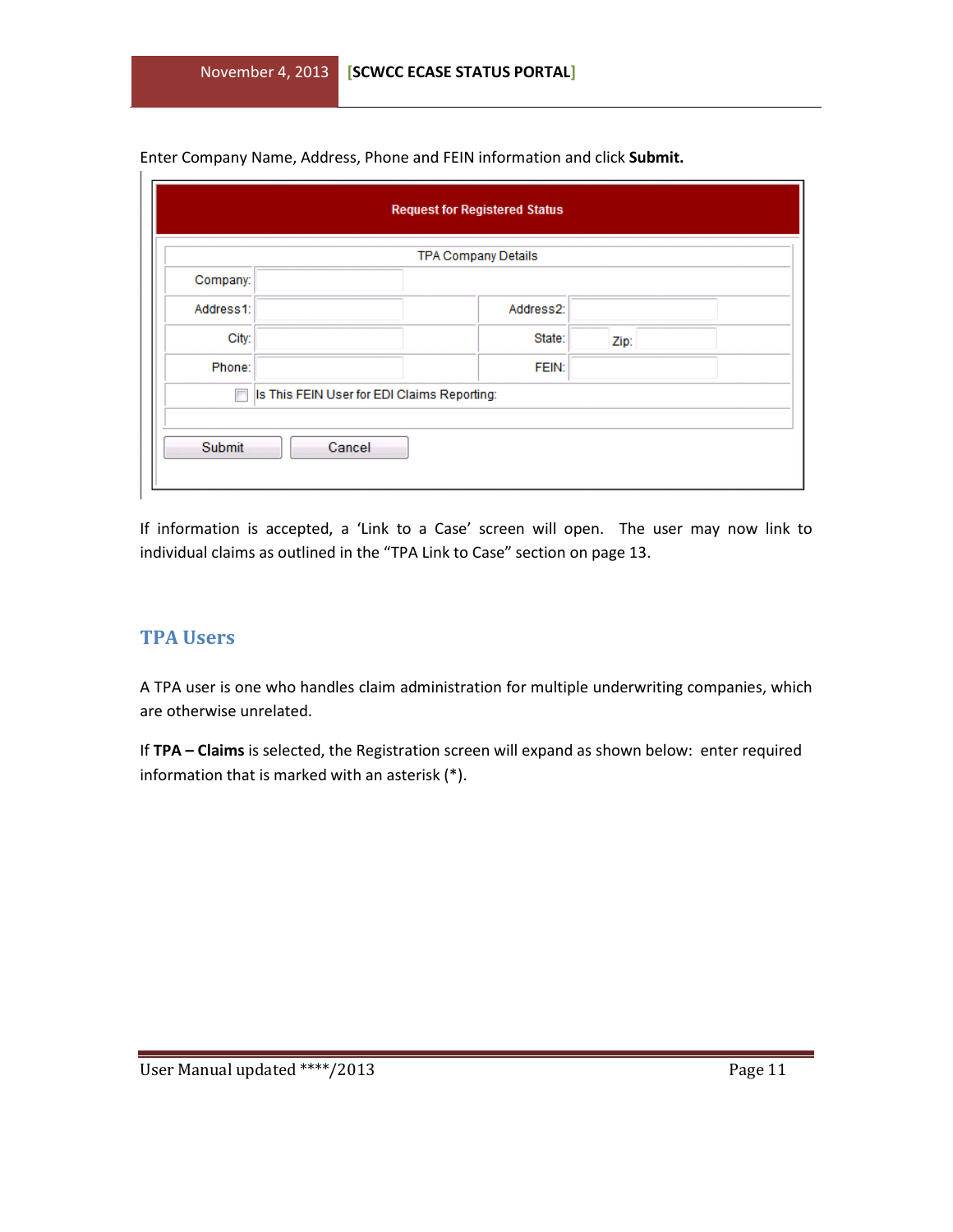Enter Company Name, Address, Phone and FEIN information and click **Submit.**

**Request for Registered Status**

TPA Company Details

| | | | |
|---|---|---|---|
| Company: | | | |
| Address1: | | Address2: | |
| City: | | State: | Zip: |
| Phone: | | FEIN: | |
| ☐ Is This FEIN User for EDI Claims Reporting: | | | |

Submit | Cancel

If information is accepted, a 'Link to a Case' screen will open. The user may now link to individual claims as outlined in the "TPA Link to Case" section on page 13.

## TPA Users

A TPA user is one who handles claim administration for multiple underwriting companies, which are otherwise unrelated.

If **TPA – Claims** is selected, the Registration screen will expand as shown below: enter required information that is marked with an asterisk (*).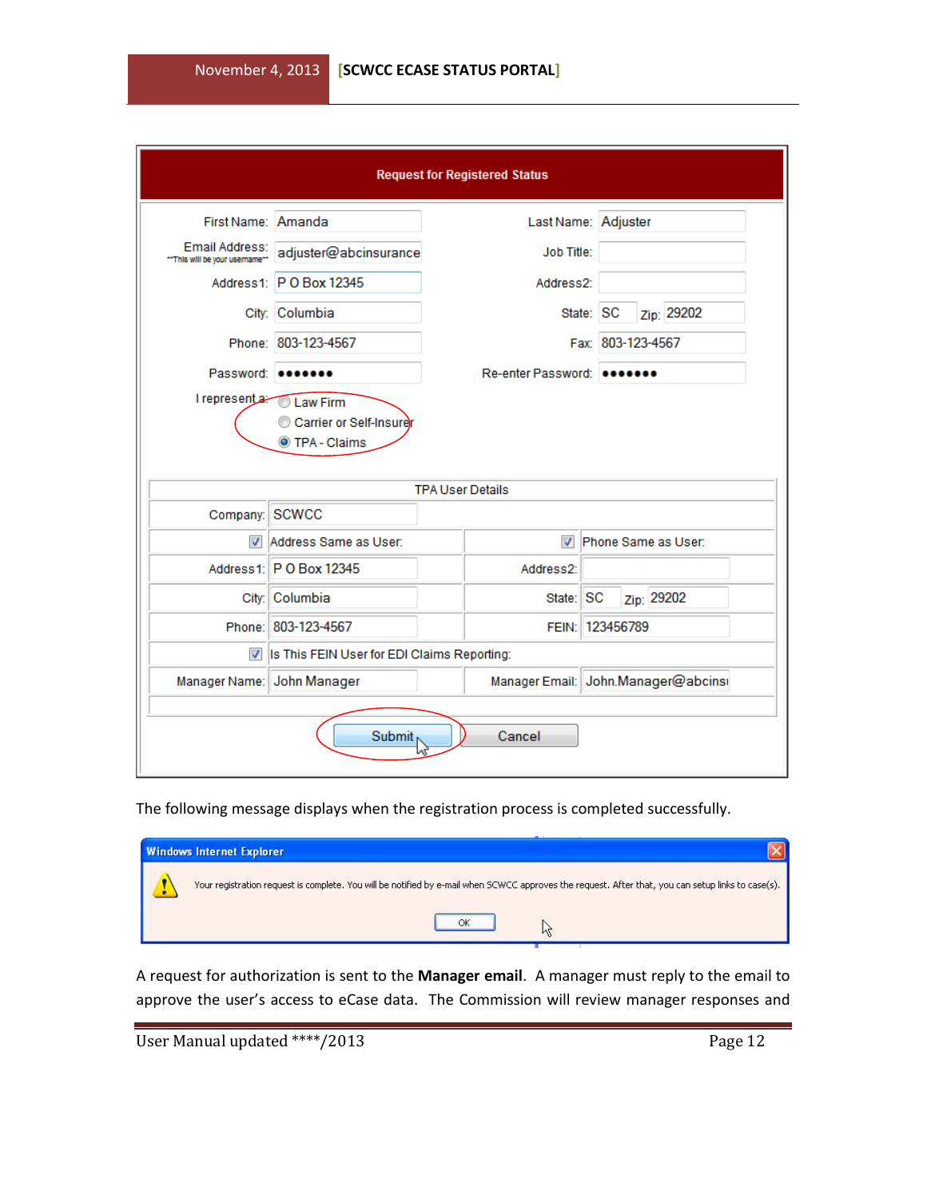The following message displays when the registration process is completed successfully.

A request for authorization is sent to the **Manager email**. A manager must reply to the email to approve the user's access to eCase data. The Commission will review manager responses and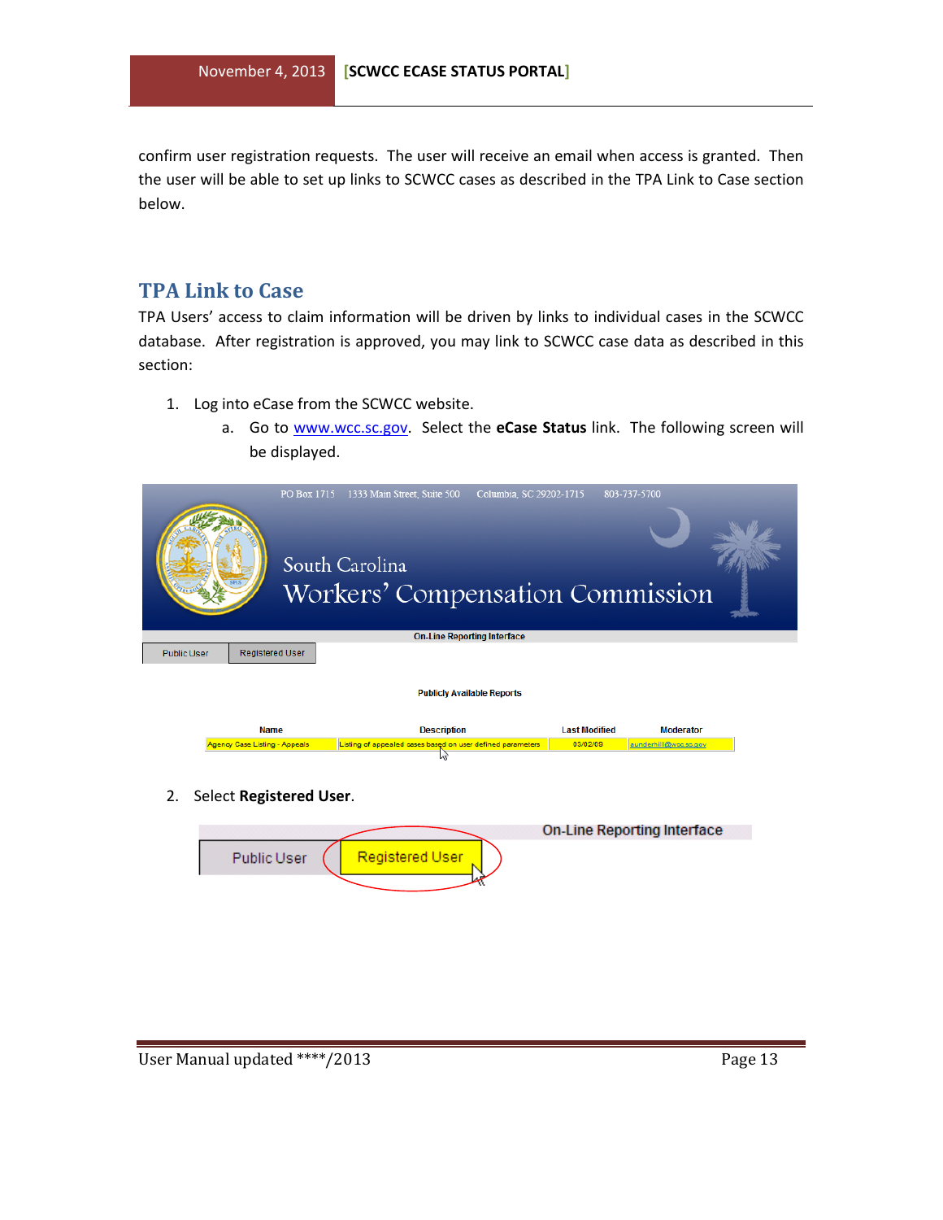confirm user registration requests. The user will receive an email when access is granted. Then the user will be able to set up links to SCWCC cases as described in the TPA Link to Case section below.

## TPA Link to Case

TPA Users' access to claim information will be driven by links to individual cases in the SCWCC database. After registration is approved, you may link to SCWCC case data as described in this section:

1. Log into eCase from the SCWCC website.
   a. Go to www.wcc.sc.gov. Select the **eCase Status** link. The following screen will be displayed.

2. Select **Registered User**.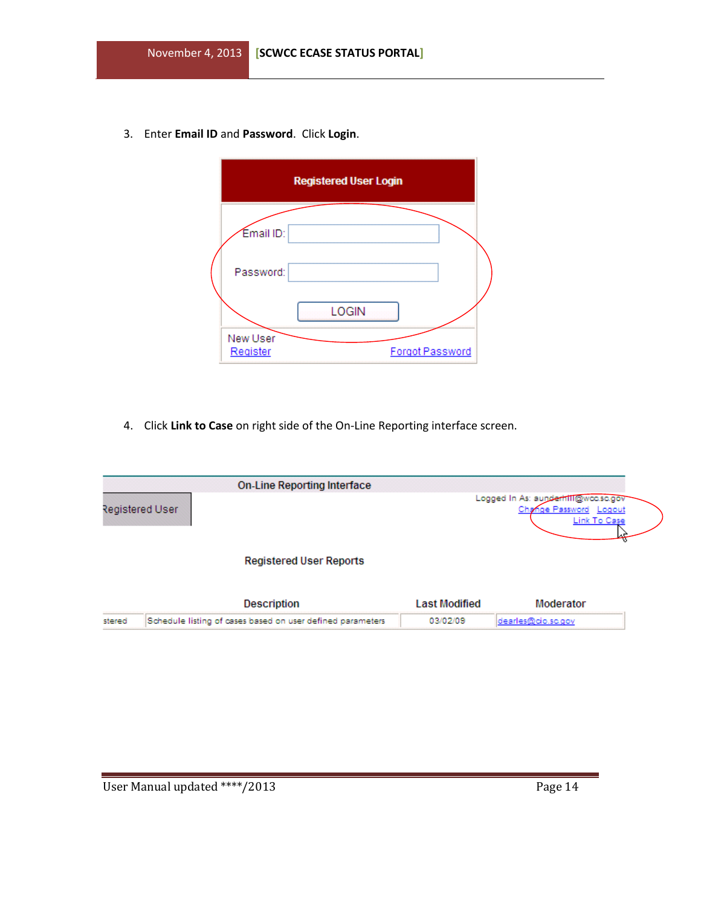3. Enter **Email ID** and **Password**. Click **Login**.

Registered User Login

Email ID:

Password:

LOGIN

New User
Register Forgot Password

4. Click **Link to Case** on right side of the On-Line Reporting interface screen.

On-Line Reporting Interface

Registered User

Logged In As: aunderhill@wcc.sc.gov
Change Password Logout
Link To Case

Registered User Reports

| | Description | Last Modified | Moderator |
|---|---|---|---|
| stered | Schedule listing of cases based on user defined parameters | 03/02/09 | dearles@cio.sc.gov |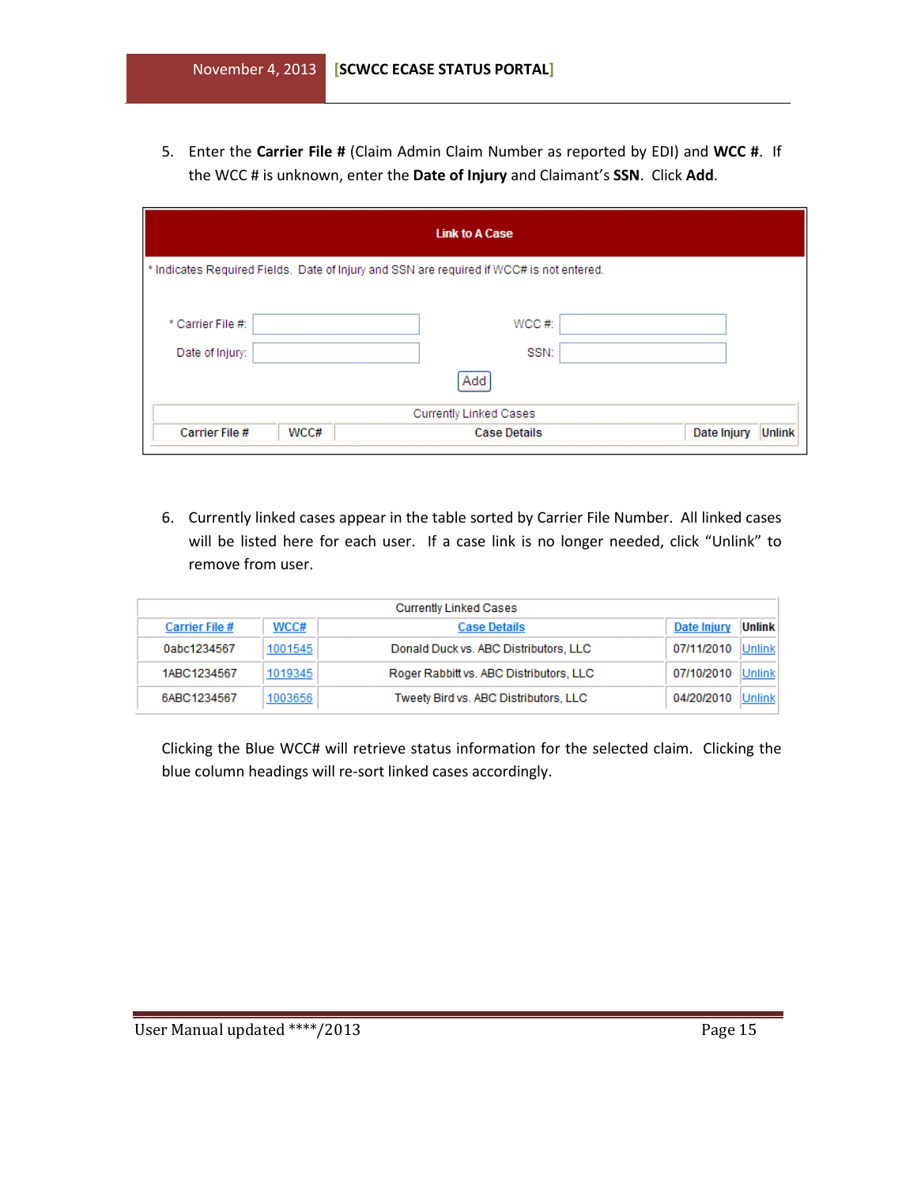5. Enter the **Carrier File #** (Claim Admin Claim Number as reported by EDI) and **WCC #**. If the WCC # is unknown, enter the **Date of Injury** and Claimant's **SSN**. Click **Add**.

**Link to A Case**

* Indicates Required Fields. Date of Injury and SSN are required if WCC# is not entered.

| | | | |
|---|---|---|---|
| * Carrier File #: | | WCC #: | |
| Date of Injury: | | SSN: | |

Add

| Currently Linked Cases | | | | |
|---|---|---|---|---|
| Carrier File # | WCC# | Case Details | Date Injury | Unlink |

6. Currently linked cases appear in the table sorted by Carrier File Number. All linked cases will be listed here for each user. If a case link is no longer needed, click "Unlink" to remove from user.

| Currently Linked Cases | | | | |
|---|---|---|---|---|
| Carrier File # | WCC# | Case Details | Date Injury | Unlink |
| 0abc1234567 | 1001545 | Donald Duck vs. ABC Distributors, LLC | 07/11/2010 | Unlink |
| 1ABC1234567 | 1019345 | Roger Rabbitt vs. ABC Distributors, LLC | 07/10/2010 | Unlink |
| 6ABC1234567 | 1003656 | Tweety Bird vs. ABC Distributors, LLC | 04/20/2010 | Unlink |

Clicking the Blue WCC# will retrieve status information for the selected claim. Clicking the blue column headings will re-sort linked cases accordingly.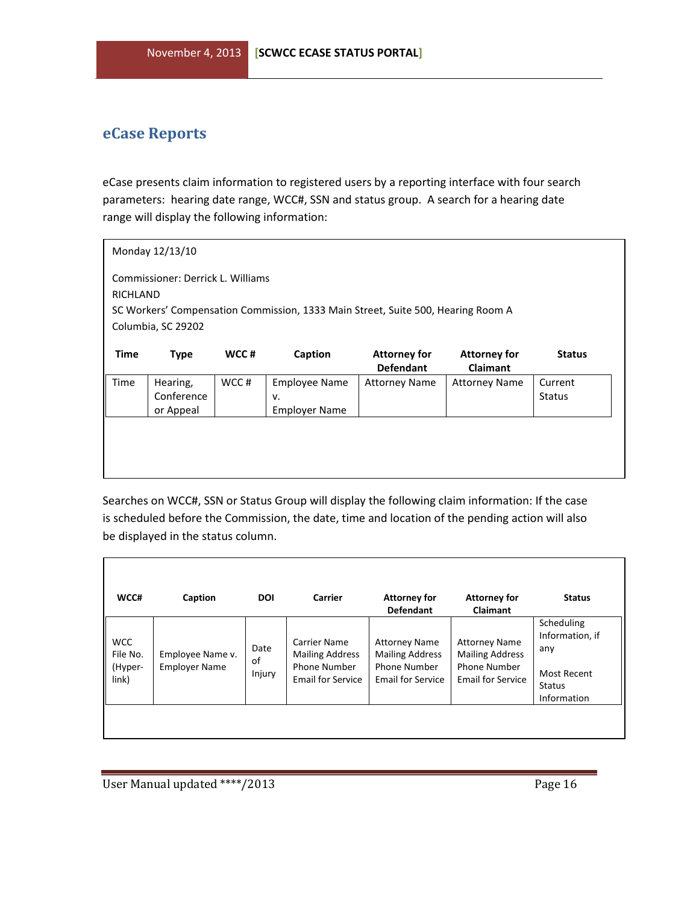## eCase Reports

eCase presents claim information to registered users by a reporting interface with four search parameters: hearing date range, WCC#, SSN and status group. A search for a hearing date range will display the following information:

Monday 12/13/10

Commissioner: Derrick L. Williams
RICHLAND
SC Workers' Compensation Commission, 1333 Main Street, Suite 500, Hearing Room A
Columbia, SC 29202

| Time | Type | WCC # | Caption | Attorney for Defendant | Attorney for Claimant | Status |
|---|---|---|---|---|---|---|
| Time | Hearing, Conference or Appeal | WCC # | Employee Name v. Employer Name | Attorney Name | Attorney Name | Current Status |

Searches on WCC#, SSN or Status Group will display the following claim information: If the case is scheduled before the Commission, the date, time and location of the pending action will also be displayed in the status column.

| WCC# | Caption | DOI | Carrier | Attorney for Defendant | Attorney for Claimant | Status |
|---|---|---|---|---|---|---|
| WCC File No. (Hyper-link) | Employee Name v. Employer Name | Date of Injury | Carrier Name Mailing Address Phone Number Email for Service | Attorney Name Mailing Address Phone Number Email for Service | Attorney Name Mailing Address Phone Number Email for Service | Scheduling Information, if any<br><br>Most Recent Status Information |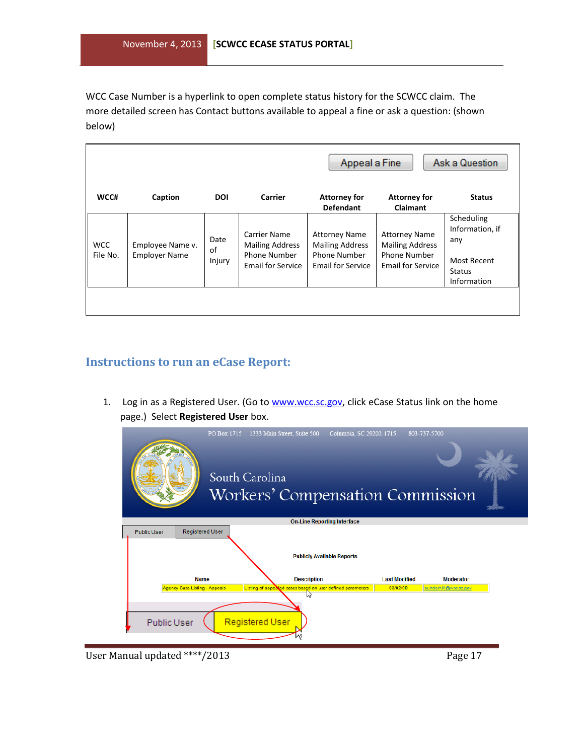WCC Case Number is a hyperlink to open complete status history for the SCWCC claim. The more detailed screen has Contact buttons available to appeal a fine or ask a question: (shown below)

Appeal a Fine    Ask a Question

| WCC# | Caption | DOI | Carrier | Attorney for Defendant | Attorney for Claimant | Status |
|---|---|---|---|---|---|---|
| WCC File No. | Employee Name v. Employer Name | Date of Injury | Carrier Name<br>Mailing Address<br>Phone Number<br>Email for Service | Attorney Name<br>Mailing Address<br>Phone Number<br>Email for Service | Attorney Name<br>Mailing Address<br>Phone Number<br>Email for Service | Scheduling Information, if any<br><br>Most Recent Status Information |

## Instructions to run an eCase Report:

1. Log in as a Registered User. (Go to www.wcc.sc.gov, click eCase Status link on the home page.) Select **Registered User** box.

PO Box 1715    1333 Main Street, Suite 500    Columbia, SC 29202-1715    803-737-5700

South Carolina
Workers' Compensation Commission

On-Line Reporting Interface

Public User | Registered User

Publicly Available Reports

| Name | Description | Last Modified | Moderator |
|---|---|---|---|
| Agency Case Listing - Appeals | Listing of appealed cases based on user defined parameters | 03/02/09 | aunderhill@wcc.sc.gov |

Public User | Registered User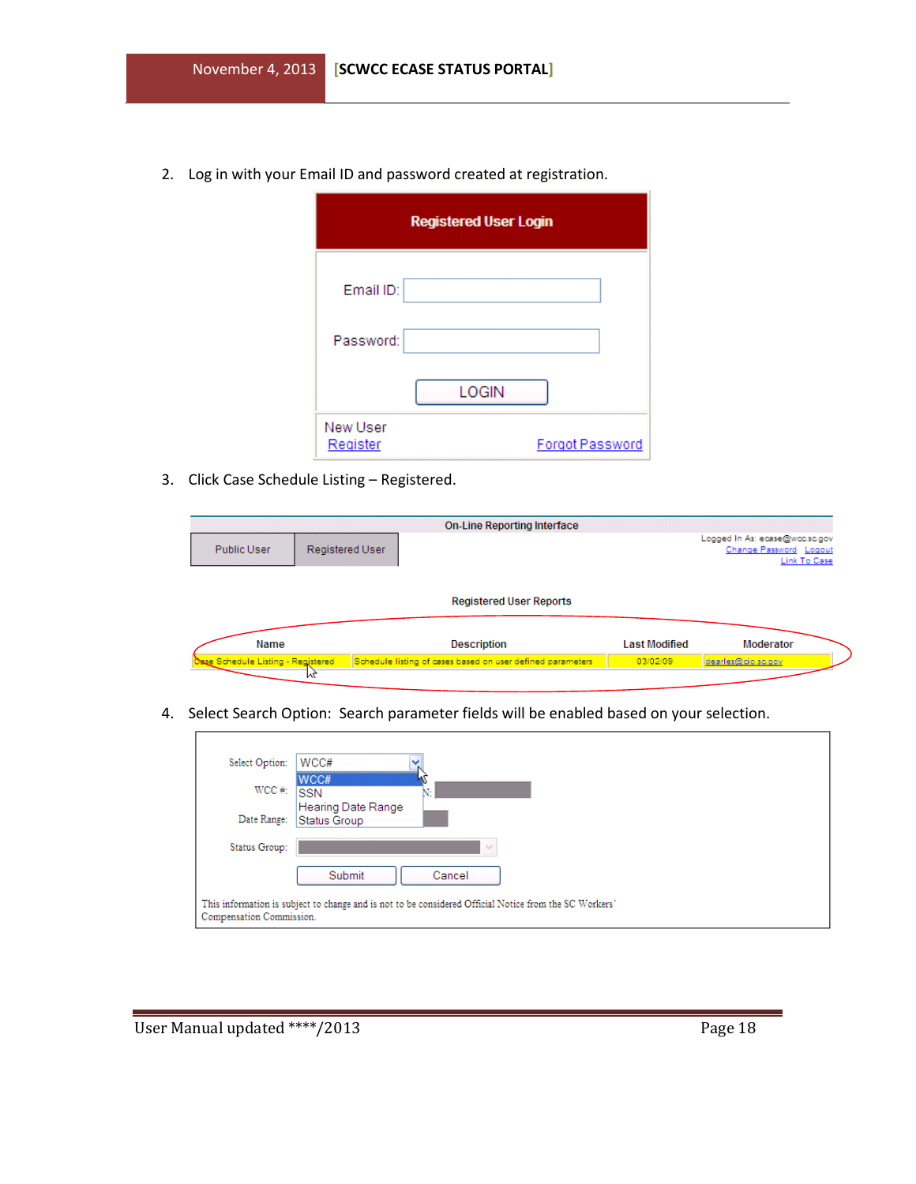2. Log in with your Email ID and password created at registration.

**Registered User Login**

Email ID:

Password:

LOGIN

New User
Register
Forgot Password

3. Click Case Schedule Listing – Registered.

On-Line Reporting Interface

Public User | Registered User

Logged In As: ecase@wcc.sc.gov
Change Password Logout
Link To Case

Registered User Reports

| Name | Description | Last Modified | Moderator |
|---|---|---|---|
| Case Schedule Listing - Registered | Schedule listing of cases based on user defined parameters | 03/02/09 | dearles@cio.sc.gov |

4. Select Search Option: Search parameter fields will be enabled based on your selection.

Select Option: WCC#
- WCC#
- SSN
- Hearing Date Range
- Status Group

WCC #:

Date Range:

Status Group:

Submit Cancel

This information is subject to change and is not to be considered Official Notice from the SC Workers' Compensation Commission.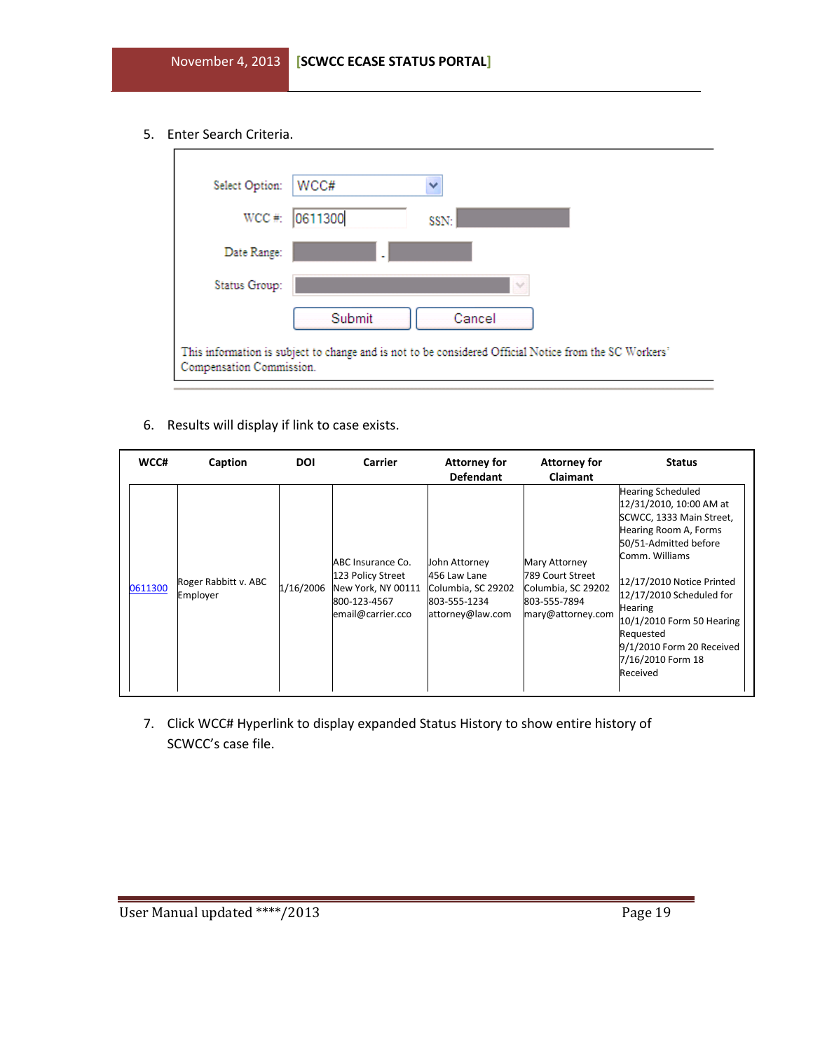5. Enter Search Criteria.

Select Option: WCC#

WCC #: 0611300 SSN:

Date Range: -

Status Group:

Submit Cancel

This information is subject to change and is not to be considered Official Notice from the SC Workers' Compensation Commission.

6. Results will display if link to case exists.

| WCC# | Caption | DOI | Carrier | Attorney for Defendant | Attorney for Claimant | Status |
|---|---|---|---|---|---|---|
| 0611300 | Roger Rabbitt v. ABC Employer | 1/16/2006 | ABC Insurance Co.<br>123 Policy Street<br>New York, NY 00111<br>800-123-4567<br>email@carrier.cco | John Attorney<br>456 Law Lane<br>Columbia, SC 29202<br>803-555-1234<br>attorney@law.com | Mary Attorney<br>789 Court Street<br>Columbia, SC 29202<br>803-555-7894<br>mary@attorney.com | Hearing Scheduled 12/31/2010, 10:00 AM at SCWCC, 1333 Main Street, Hearing Room A, Forms 50/51-Admitted before Comm. Williams<br><br>12/17/2010 Notice Printed<br>12/17/2010 Scheduled for Hearing<br>10/1/2010 Form 50 Hearing Requested<br>9/1/2010 Form 20 Received<br>7/16/2010 Form 18 Received |

7. Click WCC# Hyperlink to display expanded Status History to show entire history of SCWCC's case file.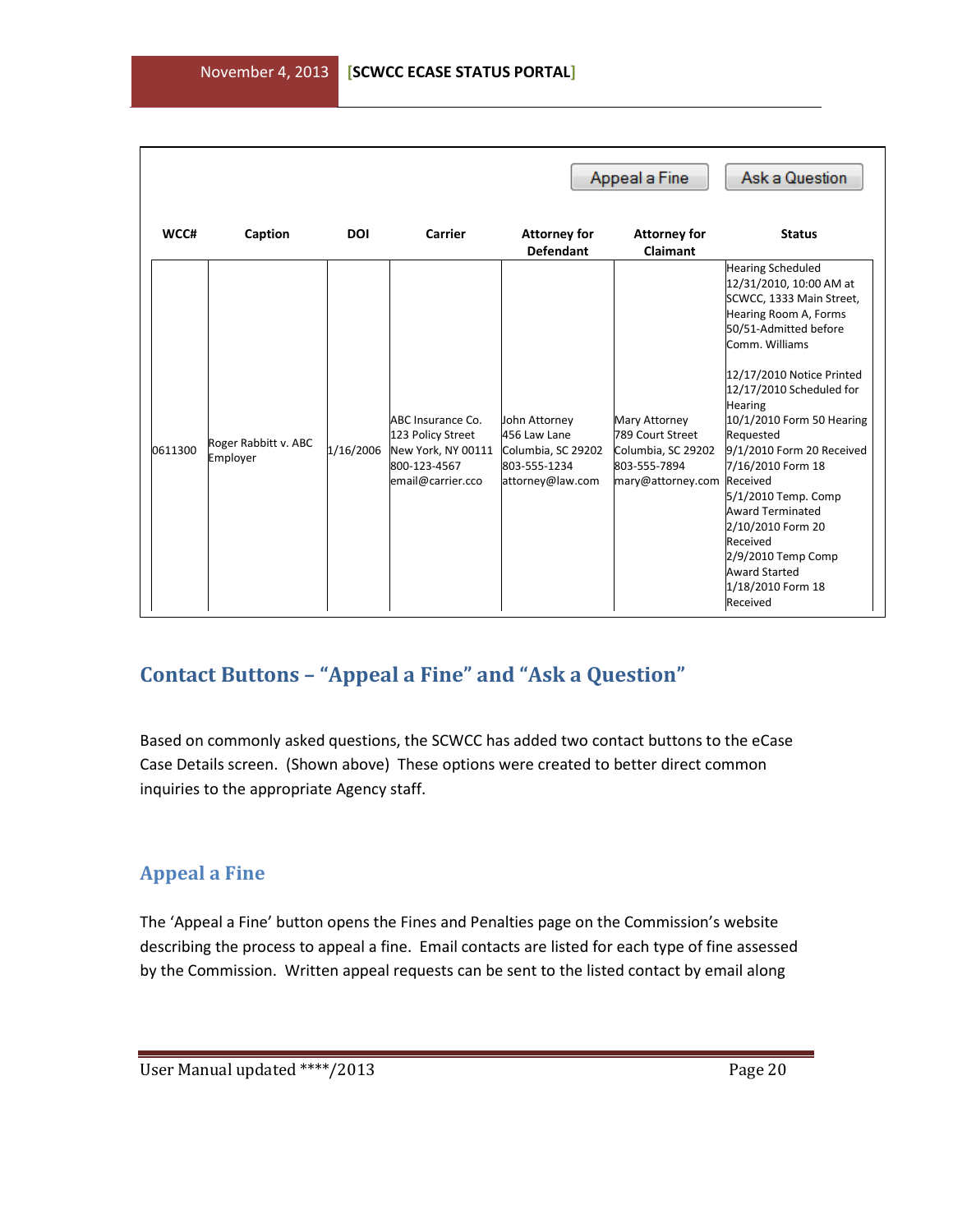Appeal a Fine | Ask a Question

| WCC# | Caption | DOI | Carrier | Attorney for Defendant | Attorney for Claimant | Status |
|---|---|---|---|---|---|---|
| 0611300 | Roger Rabbitt v. ABC Employer | 1/16/2006 | ABC Insurance Co.<br>123 Policy Street<br>New York, NY 00111<br>800-123-4567<br>email@carrier.cco | John Attorney<br>456 Law Lane<br>Columbia, SC 29202<br>803-555-1234<br>attorney@law.com | Mary Attorney<br>789 Court Street<br>Columbia, SC 29202<br>803-555-7894<br>mary@attorney.com | Hearing Scheduled 12/31/2010, 10:00 AM at SCWCC, 1333 Main Street, Hearing Room A, Forms 50/51-Admitted before Comm. Williams<br><br>12/17/2010 Notice Printed<br>12/17/2010 Scheduled for Hearing<br>10/1/2010 Form 50 Hearing Requested<br>9/1/2010 Form 20 Received<br>7/16/2010 Form 18 Received<br>5/1/2010 Temp. Comp Award Terminated<br>2/10/2010 Form 20 Received<br>2/9/2010 Temp Comp Award Started<br>1/18/2010 Form 18 Received |

## Contact Buttons – "Appeal a Fine" and "Ask a Question"

Based on commonly asked questions, the SCWCC has added two contact buttons to the eCase Case Details screen. (Shown above) These options were created to better direct common inquiries to the appropriate Agency staff.

### Appeal a Fine

The 'Appeal a Fine' button opens the Fines and Penalties page on the Commission's website describing the process to appeal a fine. Email contacts are listed for each type of fine assessed by the Commission. Written appeal requests can be sent to the listed contact by email along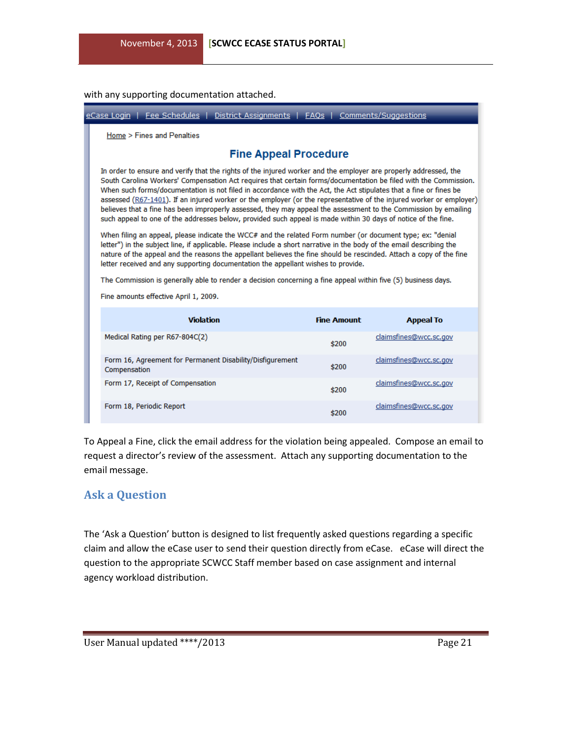with any supporting documentation attached.

eCase Login | Fee Schedules | District Assignments | FAQs | Comments/Suggestions

Home > Fines and Penalties

## Fine Appeal Procedure

In order to ensure and verify that the rights of the injured worker and the employer are properly addressed, the South Carolina Workers' Compensation Act requires that certain forms/documentation be filed with the Commission. When such forms/documentation is not filed in accordance with the Act, the Act stipulates that a fine or fines be assessed (R67-1401). If an injured worker or the employer (or the representative of the injured worker or employer) believes that a fine has been improperly assessed, they may appeal the assessment to the Commission by emailing such appeal to one of the addresses below, provided such appeal is made within 30 days of notice of the fine.

When filing an appeal, please indicate the WCC# and the related Form number (or document type; ex: "denial letter") in the subject line, if applicable. Please include a short narrative in the body of the email describing the nature of the appeal and the reasons the appellant believes the fine should be rescinded. Attach a copy of the fine letter received and any supporting documentation the appellant wishes to provide.

The Commission is generally able to render a decision concerning a fine appeal within five (5) business days.

Fine amounts effective April 1, 2009.

| Violation | Fine Amount | Appeal To |
|---|---|---|
| Medical Rating per R67-804C(2) | $200 | claimsfines@wcc.sc.gov |
| Form 16, Agreement for Permanent Disability/Disfigurement Compensation | $200 | claimsfines@wcc.sc.gov |
| Form 17, Receipt of Compensation | $200 | claimsfines@wcc.sc.gov |
| Form 18, Periodic Report | $200 | claimsfines@wcc.sc.gov |

To Appeal a Fine, click the email address for the violation being appealed. Compose an email to request a director's review of the assessment. Attach any supporting documentation to the email message.

## Ask a Question

The 'Ask a Question' button is designed to list frequently asked questions regarding a specific claim and allow the eCase user to send their question directly from eCase. eCase will direct the question to the appropriate SCWCC Staff member based on case assignment and internal agency workload distribution.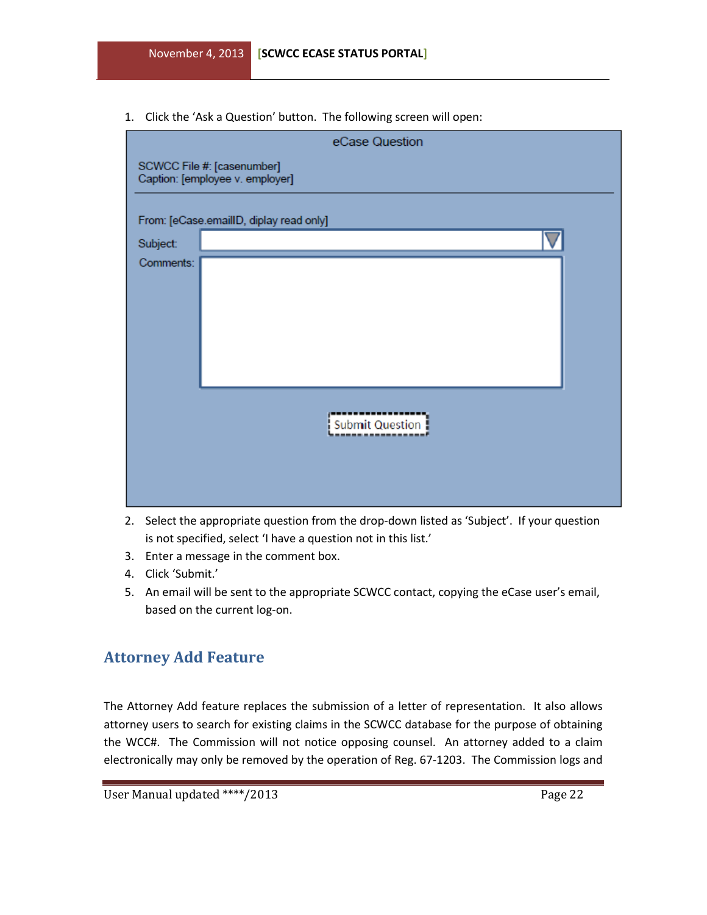1. Click the ‘Ask a Question’ button. The following screen will open:

eCase Question

SCWCC File #: [casenumber]
Caption: [employee v. employer]

From: [eCase.emailID, diplay read only]

Subject:

Comments:

Submit Question

2. Select the appropriate question from the drop-down listed as ‘Subject’. If your question is not specified, select ‘I have a question not in this list.’
3. Enter a message in the comment box.
4. Click ‘Submit.’
5. An email will be sent to the appropriate SCWCC contact, copying the eCase user’s email, based on the current log-on.

## Attorney Add Feature

The Attorney Add feature replaces the submission of a letter of representation. It also allows attorney users to search for existing claims in the SCWCC database for the purpose of obtaining the WCC#. The Commission will not notice opposing counsel. An attorney added to a claim electronically may only be removed by the operation of Reg. 67-1203. The Commission logs and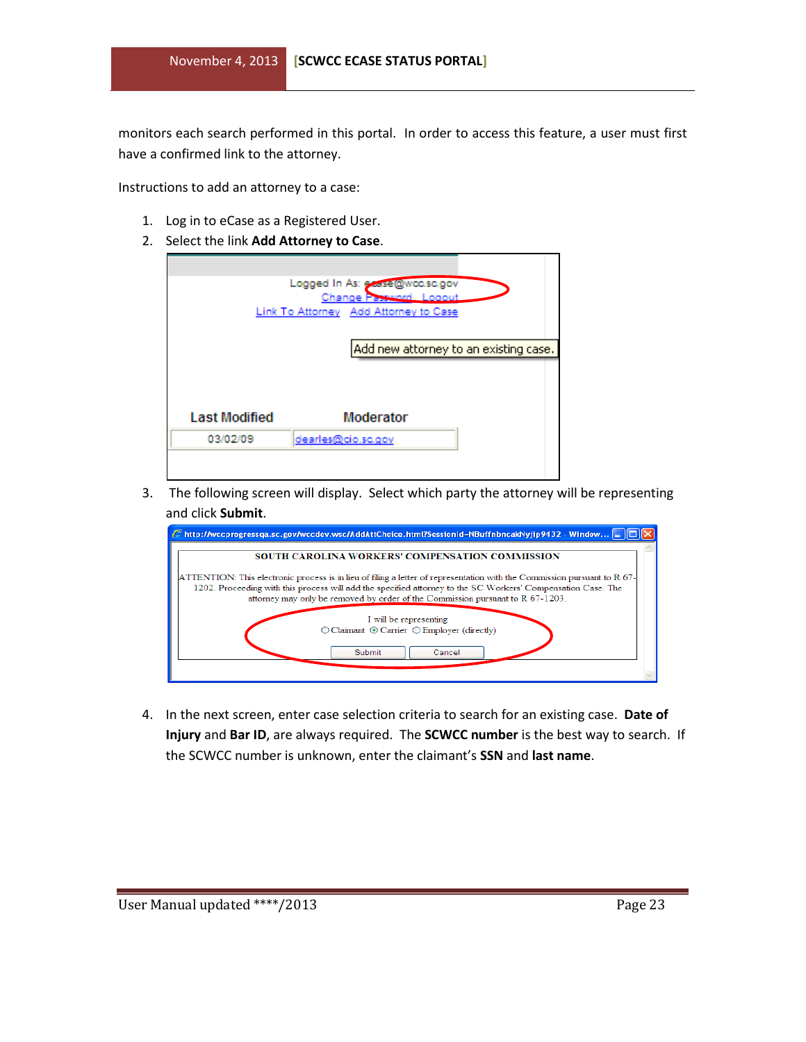monitors each search performed in this portal. In order to access this feature, a user must first have a confirmed link to the attorney.

Instructions to add an attorney to a case:

1. Log in to eCase as a Registered User.
2. Select the link **Add Attorney to Case**.
3. The following screen will display. Select which party the attorney will be representing and click **Submit**.
4. In the next screen, enter case selection criteria to search for an existing case. **Date of Injury** and **Bar ID**, are always required. The **SCWCC number** is the best way to search. If the SCWCC number is unknown, enter the claimant's **SSN** and **last name**.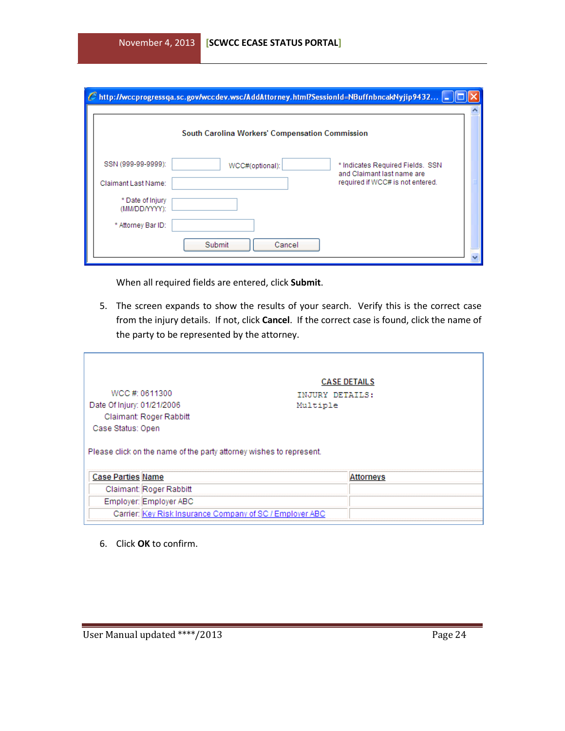http://wccprogressqa.sc.gov/wccdev.wsc/AddAttorney.html?SessionId=NBuffnbncakNyjip9432...

South Carolina Workers' Compensation Commission

SSN (999-99-9999): 

WCC#(optional): 

Claimant Last Name: 

\* Date of Injury (MM/DD/YYYY): 

\* Attorney Bar ID: 

\* Indicates Required Fields. SSN and Claimant last name are required if WCC# is not entered.

Submit | Cancel

When all required fields are entered, click **Submit**.

5. The screen expands to show the results of your search. Verify this is the correct case from the injury details. If not, click **Cancel**. If the correct case is found, click the name of the party to be represented by the attorney.

WCC #: 0611300
Date Of Injury: 01/21/2006
Claimant: Roger Rabbitt
Case Status: Open

CASE DETAILS
INJURY DETAILS:
Multiple

Please click on the name of the party attorney wishes to represent.

| Case Parties | Name | Attorneys |
|---|---|---|
| Claimant: | Roger Rabbitt | |
| Employer: | Employer ABC | |
| Carrier: | Key Risk Insurance Company of SC / Employer ABC | |

6. Click **OK** to confirm.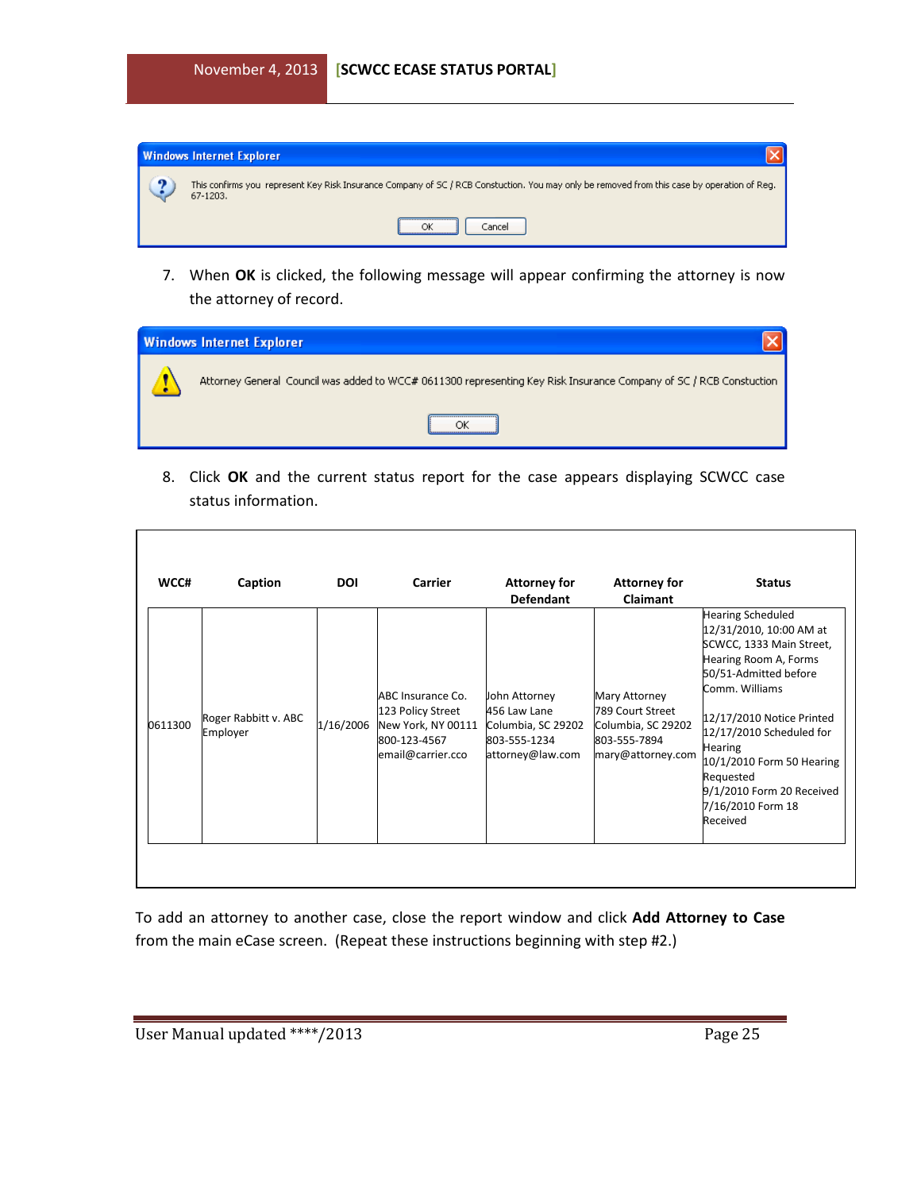Windows Internet Explorer

This confirms you represent Key Risk Insurance Company of SC / RCB Constuction. You may only be removed from this case by operation of Reg. 67-1203.

OK Cancel

7. When **OK** is clicked, the following message will appear confirming the attorney is now the attorney of record.

Windows Internet Explorer

Attorney General Council was added to WCC# 0611300 representing Key Risk Insurance Company of SC / RCB Constuction

OK

8. Click **OK** and the current status report for the case appears displaying SCWCC case status information.

| WCC# | Caption | DOI | Carrier | Attorney for Defendant | Attorney for Claimant | Status |
|---|---|---|---|---|---|---|
| 0611300 | Roger Rabbitt v. ABC Employer | 1/16/2006 | ABC Insurance Co. 123 Policy Street New York, NY 00111 800-123-4567 email@carrier.cco | John Attorney 456 Law Lane Columbia, SC 29202 803-555-1234 attorney@law.com | Mary Attorney 789 Court Street Columbia, SC 29202 803-555-7894 mary@attorney.com | Hearing Scheduled 12/31/2010, 10:00 AM at SCWCC, 1333 Main Street, Hearing Room A, Forms 50/51-Admitted before Comm. Williams<br><br>12/17/2010 Notice Printed 12/17/2010 Scheduled for Hearing 10/1/2010 Form 50 Hearing Requested 9/1/2010 Form 20 Received 7/16/2010 Form 18 Received |

To add an attorney to another case, close the report window and click **Add Attorney to Case** from the main eCase screen. (Repeat these instructions beginning with step #2.)